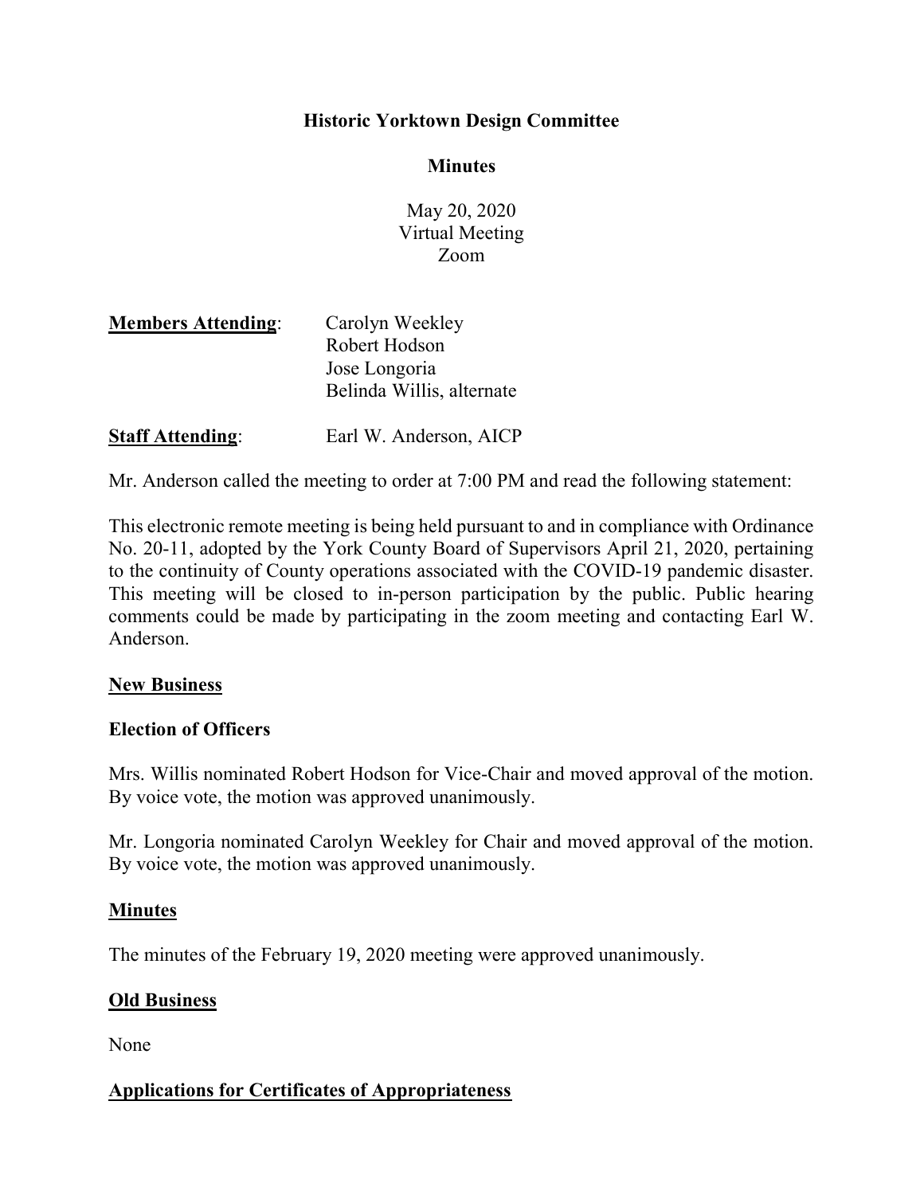# Historic Yorktown Design Committee

## Minutes

May 20, 2020
Virtual Meeting
Zoom

**Members Attending**: Carolyn Weekley
Robert Hodson
Jose Longoria
Belinda Willis, alternate

**Staff Attending**: Earl W. Anderson, AICP

Mr. Anderson called the meeting to order at 7:00 PM and read the following statement:

This electronic remote meeting is being held pursuant to and in compliance with Ordinance No. 20-11, adopted by the York County Board of Supervisors April 21, 2020, pertaining to the continuity of County operations associated with the COVID-19 pandemic disaster. This meeting will be closed to in-person participation by the public. Public hearing comments could be made by participating in the zoom meeting and contacting Earl W. Anderson.

### New Business

**Election of Officers**

Mrs. Willis nominated Robert Hodson for Vice-Chair and moved approval of the motion. By voice vote, the motion was approved unanimously.

Mr. Longoria nominated Carolyn Weekley for Chair and moved approval of the motion. By voice vote, the motion was approved unanimously.

### Minutes

The minutes of the February 19, 2020 meeting were approved unanimously.

### Old Business

None

### Applications for Certificates of Appropriateness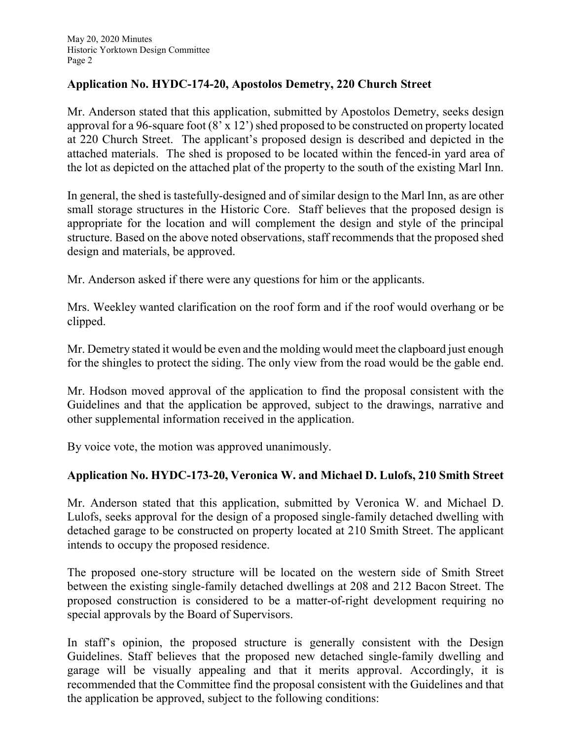## Application No. HYDC-174-20, Apostolos Demetry, 220 Church Street

Mr. Anderson stated that this application, submitted by Apostolos Demetry, seeks design approval for a 96-square foot (8' x 12') shed proposed to be constructed on property located at 220 Church Street. The applicant's proposed design is described and depicted in the attached materials. The shed is proposed to be located within the fenced-in yard area of the lot as depicted on the attached plat of the property to the south of the existing Marl Inn.

In general, the shed is tastefully-designed and of similar design to the Marl Inn, as are other small storage structures in the Historic Core. Staff believes that the proposed design is appropriate for the location and will complement the design and style of the principal structure. Based on the above noted observations, staff recommends that the proposed shed design and materials, be approved.

Mr. Anderson asked if there were any questions for him or the applicants.

Mrs. Weekley wanted clarification on the roof form and if the roof would overhang or be clipped.

Mr. Demetry stated it would be even and the molding would meet the clapboard just enough for the shingles to protect the siding. The only view from the road would be the gable end.

Mr. Hodson moved approval of the application to find the proposal consistent with the Guidelines and that the application be approved, subject to the drawings, narrative and other supplemental information received in the application.

By voice vote, the motion was approved unanimously.

## Application No. HYDC-173-20, Veronica W. and Michael D. Lulofs, 210 Smith Street

Mr. Anderson stated that this application, submitted by Veronica W. and Michael D. Lulofs, seeks approval for the design of a proposed single-family detached dwelling with detached garage to be constructed on property located at 210 Smith Street. The applicant intends to occupy the proposed residence.

The proposed one-story structure will be located on the western side of Smith Street between the existing single-family detached dwellings at 208 and 212 Bacon Street. The proposed construction is considered to be a matter-of-right development requiring no special approvals by the Board of Supervisors.

In staff's opinion, the proposed structure is generally consistent with the Design Guidelines. Staff believes that the proposed new detached single-family dwelling and garage will be visually appealing and that it merits approval. Accordingly, it is recommended that the Committee find the proposal consistent with the Guidelines and that the application be approved, subject to the following conditions: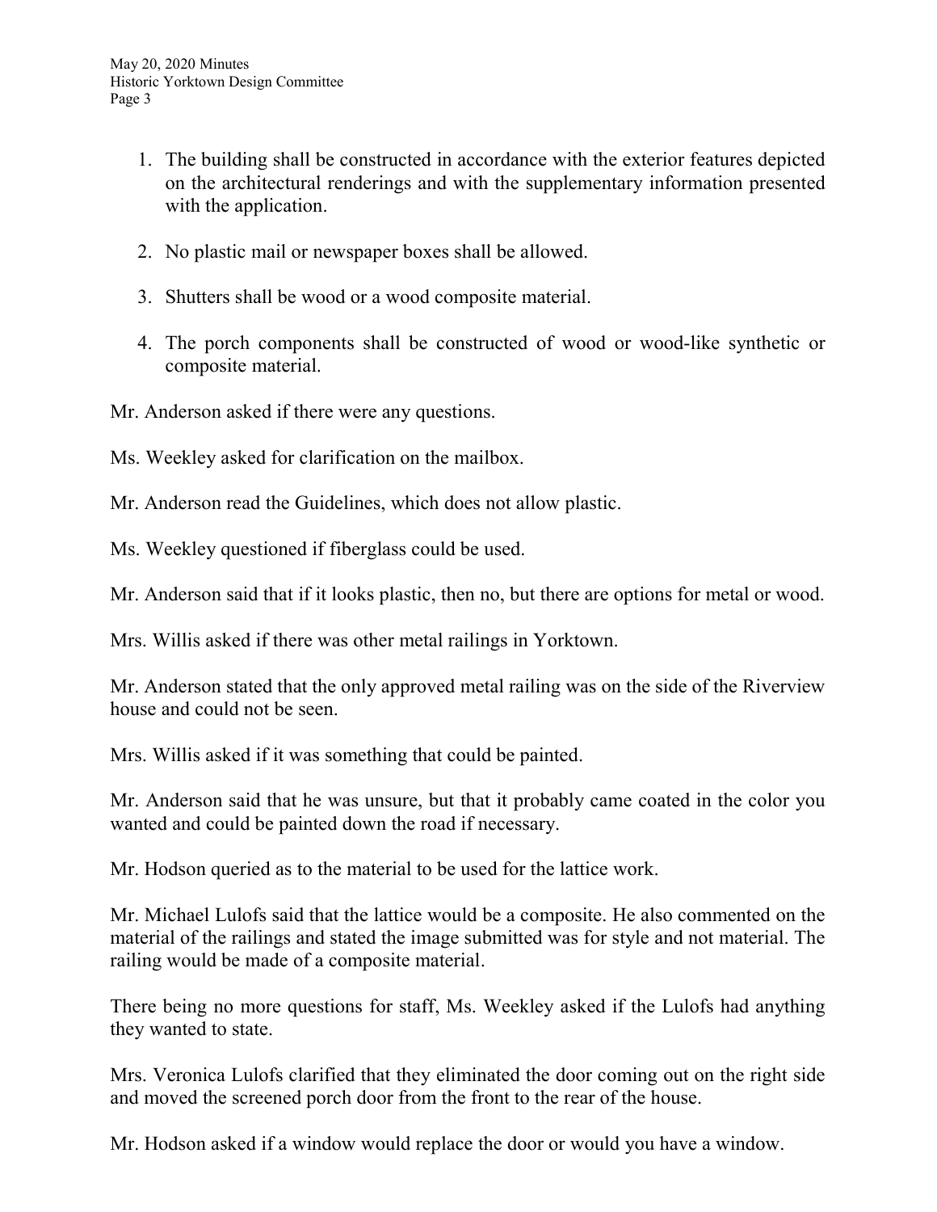1. The building shall be constructed in accordance with the exterior features depicted on the architectural renderings and with the supplementary information presented with the application.

2. No plastic mail or newspaper boxes shall be allowed.

3. Shutters shall be wood or a wood composite material.

4. The porch components shall be constructed of wood or wood-like synthetic or composite material.

Mr. Anderson asked if there were any questions.

Ms. Weekley asked for clarification on the mailbox.

Mr. Anderson read the Guidelines, which does not allow plastic.

Ms. Weekley questioned if fiberglass could be used.

Mr. Anderson said that if it looks plastic, then no, but there are options for metal or wood.

Mrs. Willis asked if there was other metal railings in Yorktown.

Mr. Anderson stated that the only approved metal railing was on the side of the Riverview house and could not be seen.

Mrs. Willis asked if it was something that could be painted.

Mr. Anderson said that he was unsure, but that it probably came coated in the color you wanted and could be painted down the road if necessary.

Mr. Hodson queried as to the material to be used for the lattice work.

Mr. Michael Lulofs said that the lattice would be a composite. He also commented on the material of the railings and stated the image submitted was for style and not material. The railing would be made of a composite material.

There being no more questions for staff, Ms. Weekley asked if the Lulofs had anything they wanted to state.

Mrs. Veronica Lulofs clarified that they eliminated the door coming out on the right side and moved the screened porch door from the front to the rear of the house.

Mr. Hodson asked if a window would replace the door or would you have a window.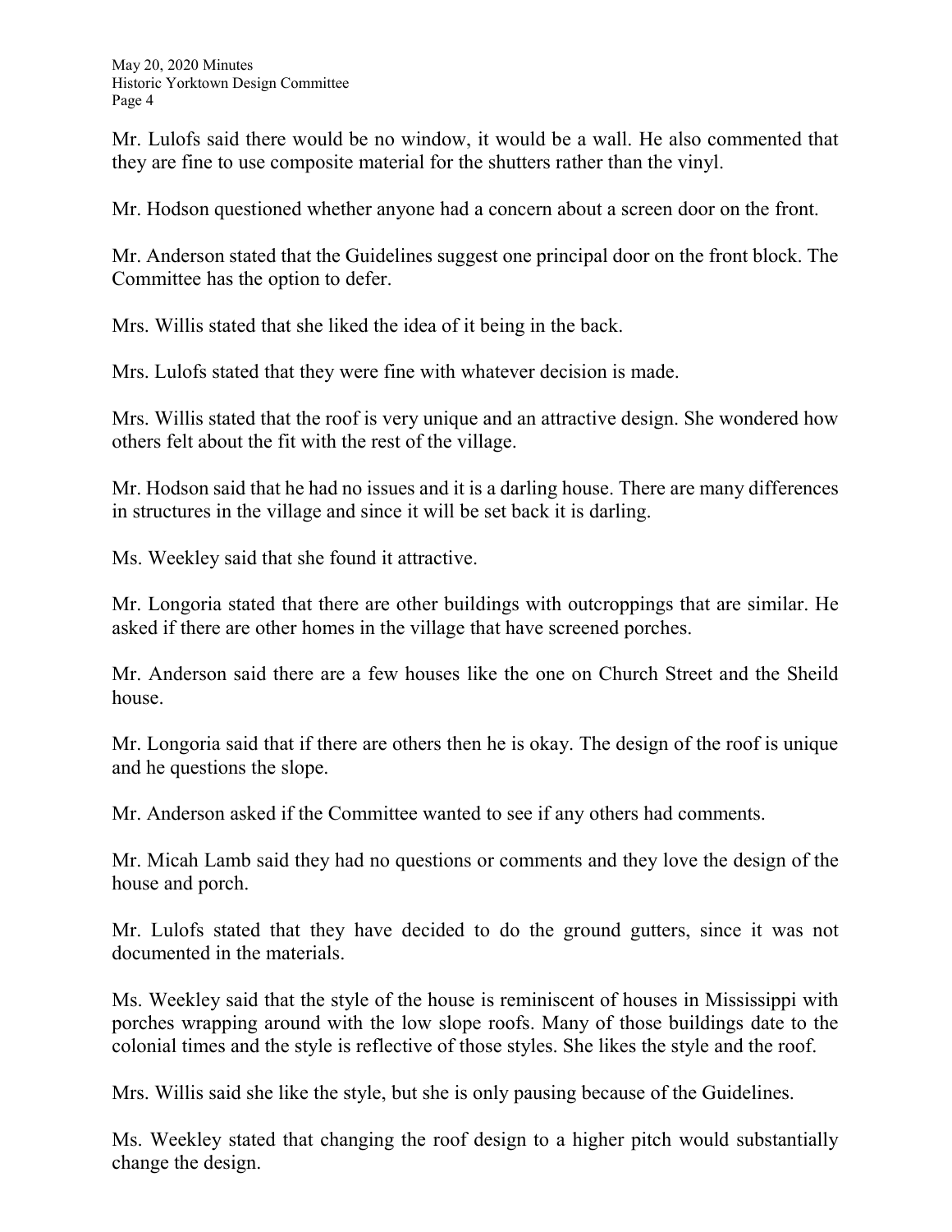Mr. Lulofs said there would be no window, it would be a wall. He also commented that they are fine to use composite material for the shutters rather than the vinyl.

Mr. Hodson questioned whether anyone had a concern about a screen door on the front.

Mr. Anderson stated that the Guidelines suggest one principal door on the front block. The Committee has the option to defer.

Mrs. Willis stated that she liked the idea of it being in the back.

Mrs. Lulofs stated that they were fine with whatever decision is made.

Mrs. Willis stated that the roof is very unique and an attractive design. She wondered how others felt about the fit with the rest of the village.

Mr. Hodson said that he had no issues and it is a darling house. There are many differences in structures in the village and since it will be set back it is darling.

Ms. Weekley said that she found it attractive.

Mr. Longoria stated that there are other buildings with outcroppings that are similar. He asked if there are other homes in the village that have screened porches.

Mr. Anderson said there are a few houses like the one on Church Street and the Sheild house.

Mr. Longoria said that if there are others then he is okay. The design of the roof is unique and he questions the slope.

Mr. Anderson asked if the Committee wanted to see if any others had comments.

Mr. Micah Lamb said they had no questions or comments and they love the design of the house and porch.

Mr. Lulofs stated that they have decided to do the ground gutters, since it was not documented in the materials.

Ms. Weekley said that the style of the house is reminiscent of houses in Mississippi with porches wrapping around with the low slope roofs. Many of those buildings date to the colonial times and the style is reflective of those styles. She likes the style and the roof.

Mrs. Willis said she like the style, but she is only pausing because of the Guidelines.

Ms. Weekley stated that changing the roof design to a higher pitch would substantially change the design.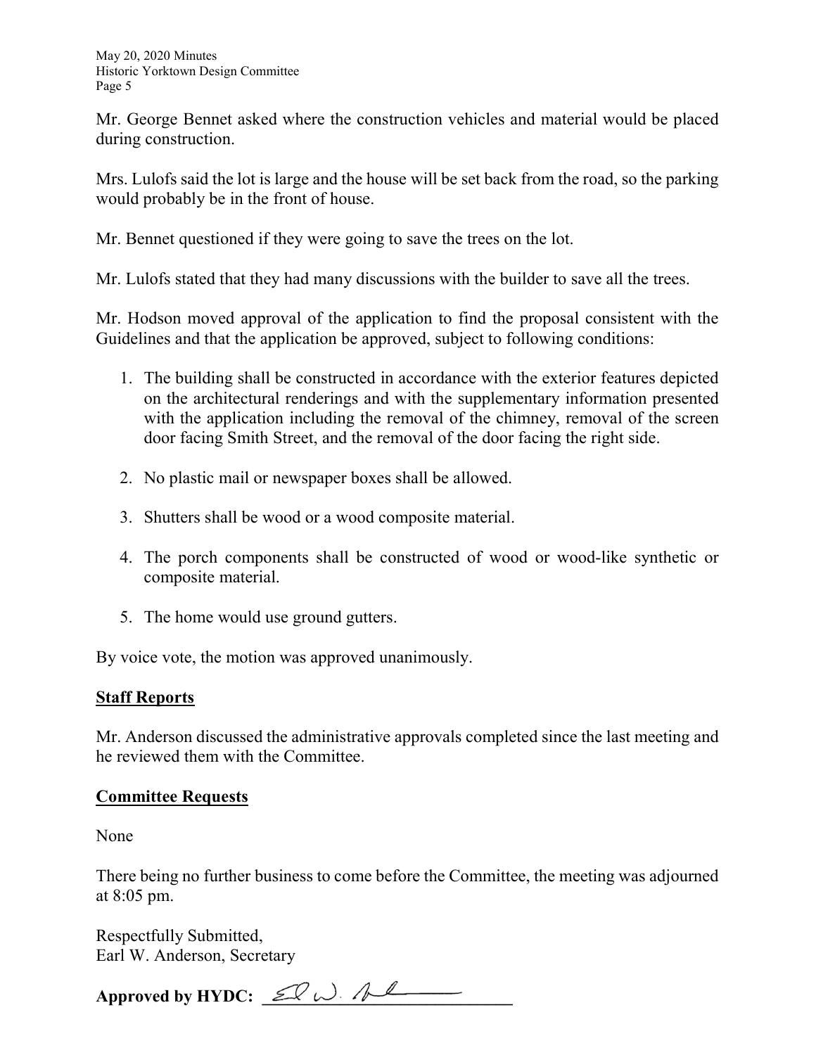Mr. George Bennet asked where the construction vehicles and material would be placed during construction.

Mrs. Lulofs said the lot is large and the house will be set back from the road, so the parking would probably be in the front of house.

Mr. Bennet questioned if they were going to save the trees on the lot.

Mr. Lulofs stated that they had many discussions with the builder to save all the trees.

Mr. Hodson moved approval of the application to find the proposal consistent with the Guidelines and that the application be approved, subject to following conditions:

1. The building shall be constructed in accordance with the exterior features depicted on the architectural renderings and with the supplementary information presented with the application including the removal of the chimney, removal of the screen door facing Smith Street, and the removal of the door facing the right side.

2. No plastic mail or newspaper boxes shall be allowed.

3. Shutters shall be wood or a wood composite material.

4. The porch components shall be constructed of wood or wood-like synthetic or composite material.

5. The home would use ground gutters.

By voice vote, the motion was approved unanimously.

## Staff Reports

Mr. Anderson discussed the administrative approvals completed since the last meeting and he reviewed them with the Committee.

## Committee Requests

None

There being no further business to come before the Committee, the meeting was adjourned at 8:05 pm.

Respectfully Submitted,
Earl W. Anderson, Secretary

**Approved by HYDC:** ____________________